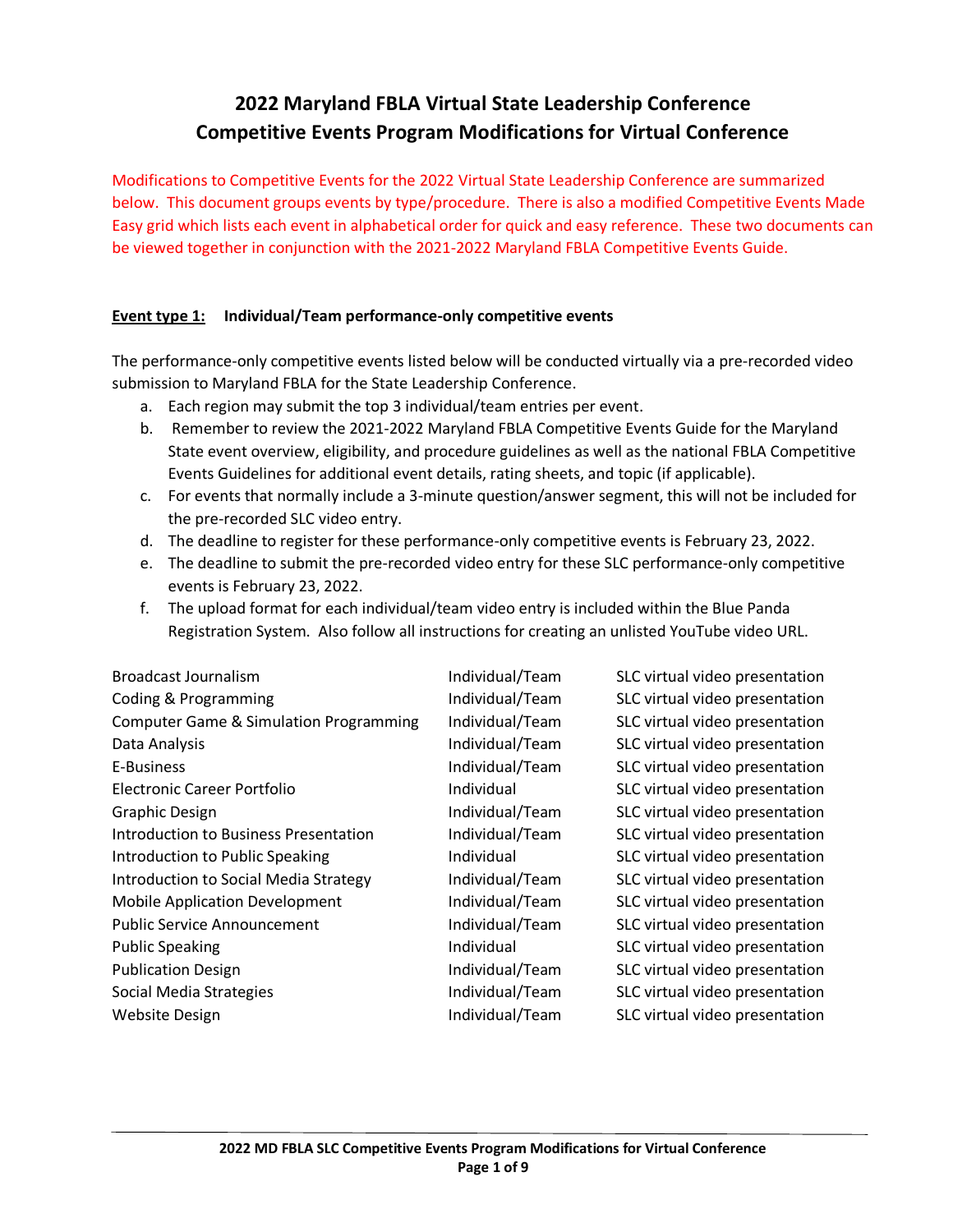# 2022 Maryland FBLA Virtual State Leadership Conference
# Competitive Events Program Modifications for Virtual Conference

Modifications to Competitive Events for the 2022 Virtual State Leadership Conference are summarized below. This document groups events by type/procedure. There is also a modified Competitive Events Made Easy grid which lists each event in alphabetical order for quick and easy reference. These two documents can be viewed together in conjunction with the 2021-2022 Maryland FBLA Competitive Events Guide.

**Event type 1: Individual/Team performance-only competitive events**

The performance-only competitive events listed below will be conducted virtually via a pre-recorded video submission to Maryland FBLA for the State Leadership Conference.

a. Each region may submit the top 3 individual/team entries per event.
b. Remember to review the 2021-2022 Maryland FBLA Competitive Events Guide for the Maryland State event overview, eligibility, and procedure guidelines as well as the national FBLA Competitive Events Guidelines for additional event details, rating sheets, and topic (if applicable).
c. For events that normally include a 3-minute question/answer segment, this will not be included for the pre-recorded SLC video entry.
d. The deadline to register for these performance-only competitive events is February 23, 2022.
e. The deadline to submit the pre-recorded video entry for these SLC performance-only competitive events is February 23, 2022.
f. The upload format for each individual/team video entry is included within the Blue Panda Registration System. Also follow all instructions for creating an unlisted YouTube video URL.

| | | |
|---|---|---|
| Broadcast Journalism | Individual/Team | SLC virtual video presentation |
| Coding & Programming | Individual/Team | SLC virtual video presentation |
| Computer Game & Simulation Programming | Individual/Team | SLC virtual video presentation |
| Data Analysis | Individual/Team | SLC virtual video presentation |
| E-Business | Individual/Team | SLC virtual video presentation |
| Electronic Career Portfolio | Individual | SLC virtual video presentation |
| Graphic Design | Individual/Team | SLC virtual video presentation |
| Introduction to Business Presentation | Individual/Team | SLC virtual video presentation |
| Introduction to Public Speaking | Individual | SLC virtual video presentation |
| Introduction to Social Media Strategy | Individual/Team | SLC virtual video presentation |
| Mobile Application Development | Individual/Team | SLC virtual video presentation |
| Public Service Announcement | Individual/Team | SLC virtual video presentation |
| Public Speaking | Individual | SLC virtual video presentation |
| Publication Design | Individual/Team | SLC virtual video presentation |
| Social Media Strategies | Individual/Team | SLC virtual video presentation |
| Website Design | Individual/Team | SLC virtual video presentation |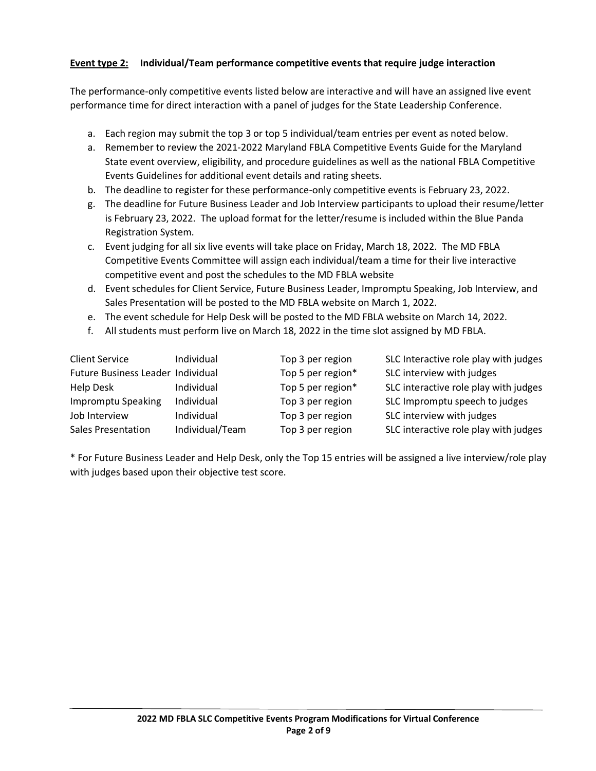**<u>Event type 2:</u> Individual/Team performance competitive events that require judge interaction**

The performance-only competitive events listed below are interactive and will have an assigned live event performance time for direct interaction with a panel of judges for the State Leadership Conference.

a. Each region may submit the top 3 or top 5 individual/team entries per event as noted below.
a. Remember to review the 2021-2022 Maryland FBLA Competitive Events Guide for the Maryland State event overview, eligibility, and procedure guidelines as well as the national FBLA Competitive Events Guidelines for additional event details and rating sheets.
b. The deadline to register for these performance-only competitive events is February 23, 2022.
g. The deadline for Future Business Leader and Job Interview participants to upload their resume/letter is February 23, 2022. The upload format for the letter/resume is included within the Blue Panda Registration System.
c. Event judging for all six live events will take place on Friday, March 18, 2022. The MD FBLA Competitive Events Committee will assign each individual/team a time for their live interactive competitive event and post the schedules to the MD FBLA website
d. Event schedules for Client Service, Future Business Leader, Impromptu Speaking, Job Interview, and Sales Presentation will be posted to the MD FBLA website on March 1, 2022.
e. The event schedule for Help Desk will be posted to the MD FBLA website on March 14, 2022.
f. All students must perform live on March 18, 2022 in the time slot assigned by MD FBLA.

| | | | |
|---|---|---|---|
| Client Service | Individual | Top 3 per region | SLC Interactive role play with judges |
| Future Business Leader | Individual | Top 5 per region* | SLC interview with judges |
| Help Desk | Individual | Top 5 per region* | SLC interactive role play with judges |
| Impromptu Speaking | Individual | Top 3 per region | SLC Impromptu speech to judges |
| Job Interview | Individual | Top 3 per region | SLC interview with judges |
| Sales Presentation | Individual/Team | Top 3 per region | SLC interactive role play with judges |

* For Future Business Leader and Help Desk, only the Top 15 entries will be assigned a live interview/role play with judges based upon their objective test score.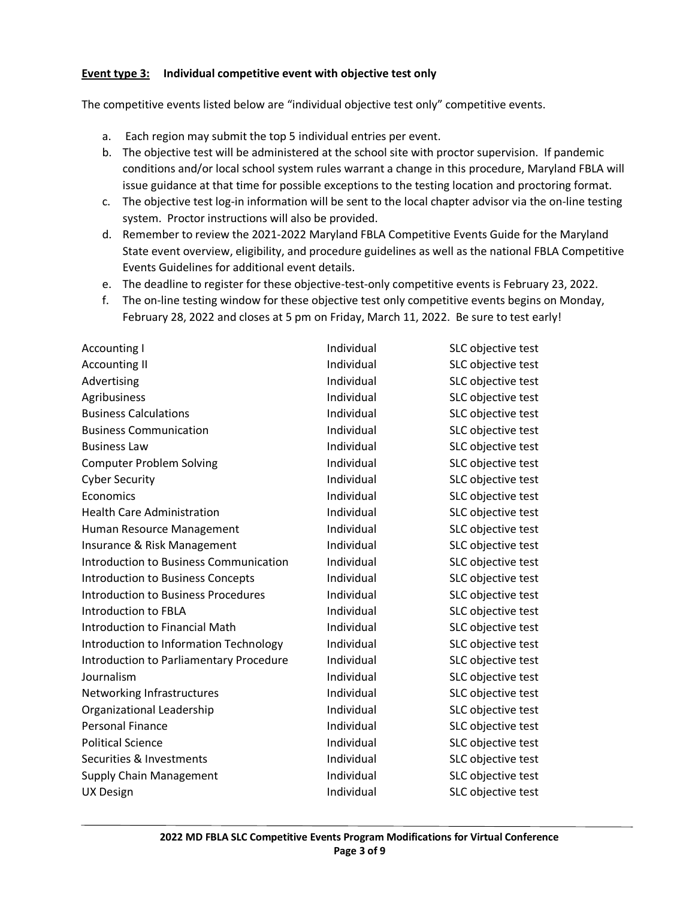**Event type 3: Individual competitive event with objective test only**

The competitive events listed below are "individual objective test only" competitive events.

a. Each region may submit the top 5 individual entries per event.
b. The objective test will be administered at the school site with proctor supervision. If pandemic conditions and/or local school system rules warrant a change in this procedure, Maryland FBLA will issue guidance at that time for possible exceptions to the testing location and proctoring format.
c. The objective test log-in information will be sent to the local chapter advisor via the on-line testing system. Proctor instructions will also be provided.
d. Remember to review the 2021-2022 Maryland FBLA Competitive Events Guide for the Maryland State event overview, eligibility, and procedure guidelines as well as the national FBLA Competitive Events Guidelines for additional event details.
e. The deadline to register for these objective-test-only competitive events is February 23, 2022.
f. The on-line testing window for these objective test only competitive events begins on Monday, February 28, 2022 and closes at 5 pm on Friday, March 11, 2022. Be sure to test early!

| | | |
|---|---|---|
| Accounting I | Individual | SLC objective test |
| Accounting II | Individual | SLC objective test |
| Advertising | Individual | SLC objective test |
| Agribusiness | Individual | SLC objective test |
| Business Calculations | Individual | SLC objective test |
| Business Communication | Individual | SLC objective test |
| Business Law | Individual | SLC objective test |
| Computer Problem Solving | Individual | SLC objective test |
| Cyber Security | Individual | SLC objective test |
| Economics | Individual | SLC objective test |
| Health Care Administration | Individual | SLC objective test |
| Human Resource Management | Individual | SLC objective test |
| Insurance & Risk Management | Individual | SLC objective test |
| Introduction to Business Communication | Individual | SLC objective test |
| Introduction to Business Concepts | Individual | SLC objective test |
| Introduction to Business Procedures | Individual | SLC objective test |
| Introduction to FBLA | Individual | SLC objective test |
| Introduction to Financial Math | Individual | SLC objective test |
| Introduction to Information Technology | Individual | SLC objective test |
| Introduction to Parliamentary Procedure | Individual | SLC objective test |
| Journalism | Individual | SLC objective test |
| Networking Infrastructures | Individual | SLC objective test |
| Organizational Leadership | Individual | SLC objective test |
| Personal Finance | Individual | SLC objective test |
| Political Science | Individual | SLC objective test |
| Securities & Investments | Individual | SLC objective test |
| Supply Chain Management | Individual | SLC objective test |
| UX Design | Individual | SLC objective test |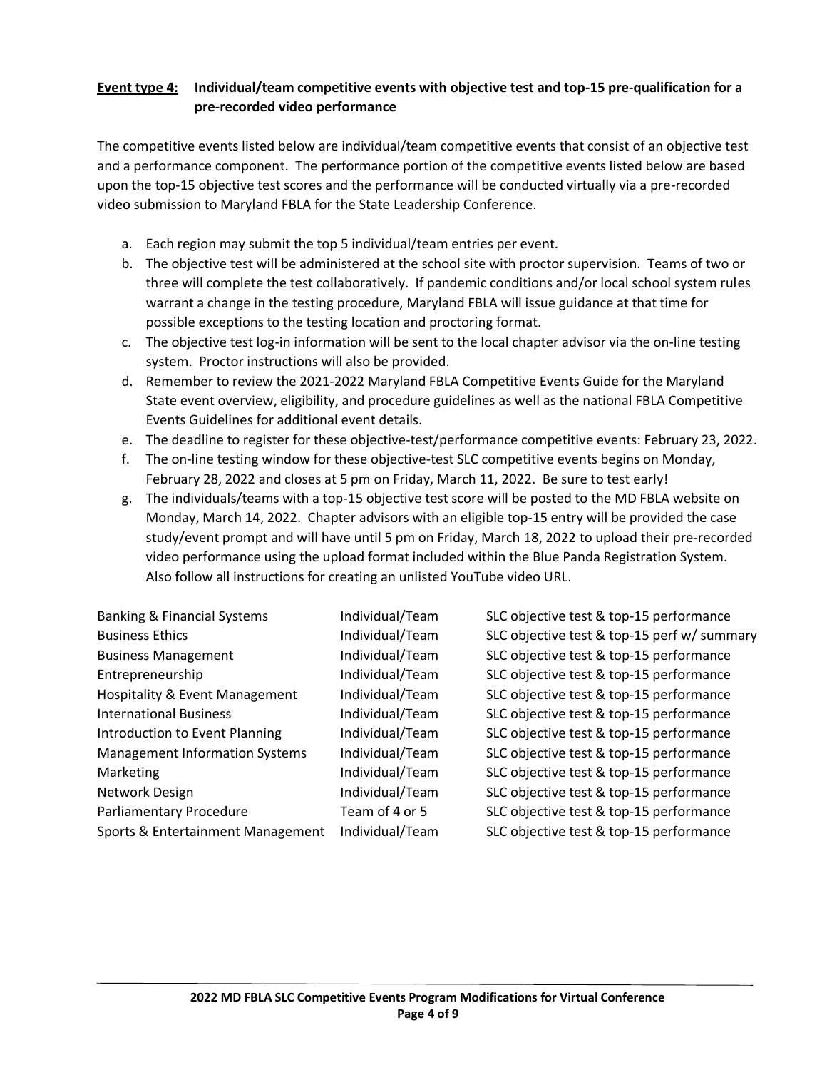**Event type 4: Individual/team competitive events with objective test and top-15 pre-qualification for a pre-recorded video performance**

The competitive events listed below are individual/team competitive events that consist of an objective test and a performance component. The performance portion of the competitive events listed below are based upon the top-15 objective test scores and the performance will be conducted virtually via a pre-recorded video submission to Maryland FBLA for the State Leadership Conference.

a. Each region may submit the top 5 individual/team entries per event.
b. The objective test will be administered at the school site with proctor supervision. Teams of two or three will complete the test collaboratively. If pandemic conditions and/or local school system rules warrant a change in the testing procedure, Maryland FBLA will issue guidance at that time for possible exceptions to the testing location and proctoring format.
c. The objective test log-in information will be sent to the local chapter advisor via the on-line testing system. Proctor instructions will also be provided.
d. Remember to review the 2021-2022 Maryland FBLA Competitive Events Guide for the Maryland State event overview, eligibility, and procedure guidelines as well as the national FBLA Competitive Events Guidelines for additional event details.
e. The deadline to register for these objective-test/performance competitive events: February 23, 2022.
f. The on-line testing window for these objective-test SLC competitive events begins on Monday, February 28, 2022 and closes at 5 pm on Friday, March 11, 2022. Be sure to test early!
g. The individuals/teams with a top-15 objective test score will be posted to the MD FBLA website on Monday, March 14, 2022. Chapter advisors with an eligible top-15 entry will be provided the case study/event prompt and will have until 5 pm on Friday, March 18, 2022 to upload their pre-recorded video performance using the upload format included within the Blue Panda Registration System. Also follow all instructions for creating an unlisted YouTube video URL.

| Event | Type | Format |
|---|---|---|
| Banking & Financial Systems | Individual/Team | SLC objective test & top-15 performance |
| Business Ethics | Individual/Team | SLC objective test & top-15 perf w/ summary |
| Business Management | Individual/Team | SLC objective test & top-15 performance |
| Entrepreneurship | Individual/Team | SLC objective test & top-15 performance |
| Hospitality & Event Management | Individual/Team | SLC objective test & top-15 performance |
| International Business | Individual/Team | SLC objective test & top-15 performance |
| Introduction to Event Planning | Individual/Team | SLC objective test & top-15 performance |
| Management Information Systems | Individual/Team | SLC objective test & top-15 performance |
| Marketing | Individual/Team | SLC objective test & top-15 performance |
| Network Design | Individual/Team | SLC objective test & top-15 performance |
| Parliamentary Procedure | Team of 4 or 5 | SLC objective test & top-15 performance |
| Sports & Entertainment Management | Individual/Team | SLC objective test & top-15 performance |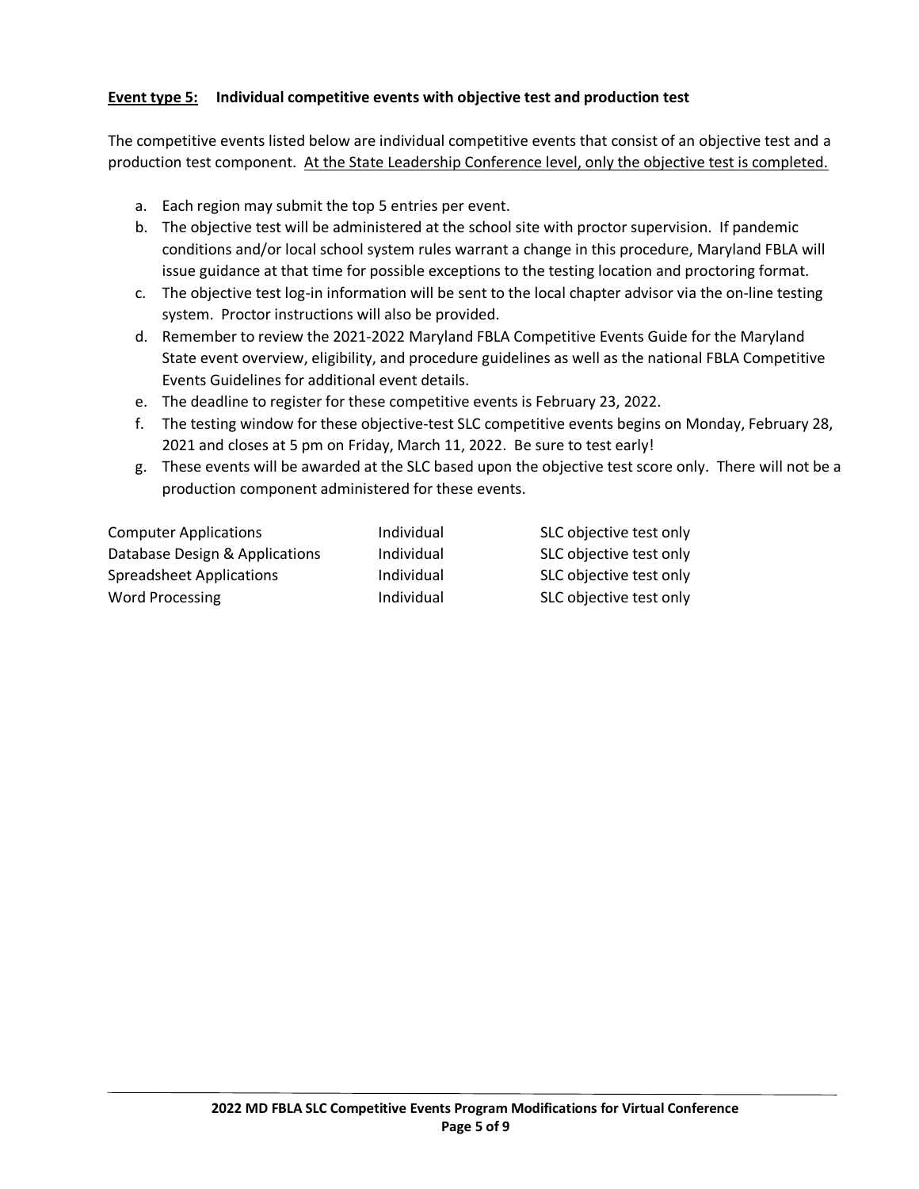**<u>Event type 5:</u>** **Individual competitive events with objective test and production test**

The competitive events listed below are individual competitive events that consist of an objective test and a production test component. <u>At the State Leadership Conference level, only the objective test is completed.</u>

a. Each region may submit the top 5 entries per event.
b. The objective test will be administered at the school site with proctor supervision. If pandemic conditions and/or local school system rules warrant a change in this procedure, Maryland FBLA will issue guidance at that time for possible exceptions to the testing location and proctoring format.
c. The objective test log-in information will be sent to the local chapter advisor via the on-line testing system. Proctor instructions will also be provided.
d. Remember to review the 2021-2022 Maryland FBLA Competitive Events Guide for the Maryland State event overview, eligibility, and procedure guidelines as well as the national FBLA Competitive Events Guidelines for additional event details.
e. The deadline to register for these competitive events is February 23, 2022.
f. The testing window for these objective-test SLC competitive events begins on Monday, February 28, 2021 and closes at 5 pm on Friday, March 11, 2022. Be sure to test early!
g. These events will be awarded at the SLC based upon the objective test score only. There will not be a production component administered for these events.

| | | |
|---|---|---|
| Computer Applications | Individual | SLC objective test only |
| Database Design & Applications | Individual | SLC objective test only |
| Spreadsheet Applications | Individual | SLC objective test only |
| Word Processing | Individual | SLC objective test only |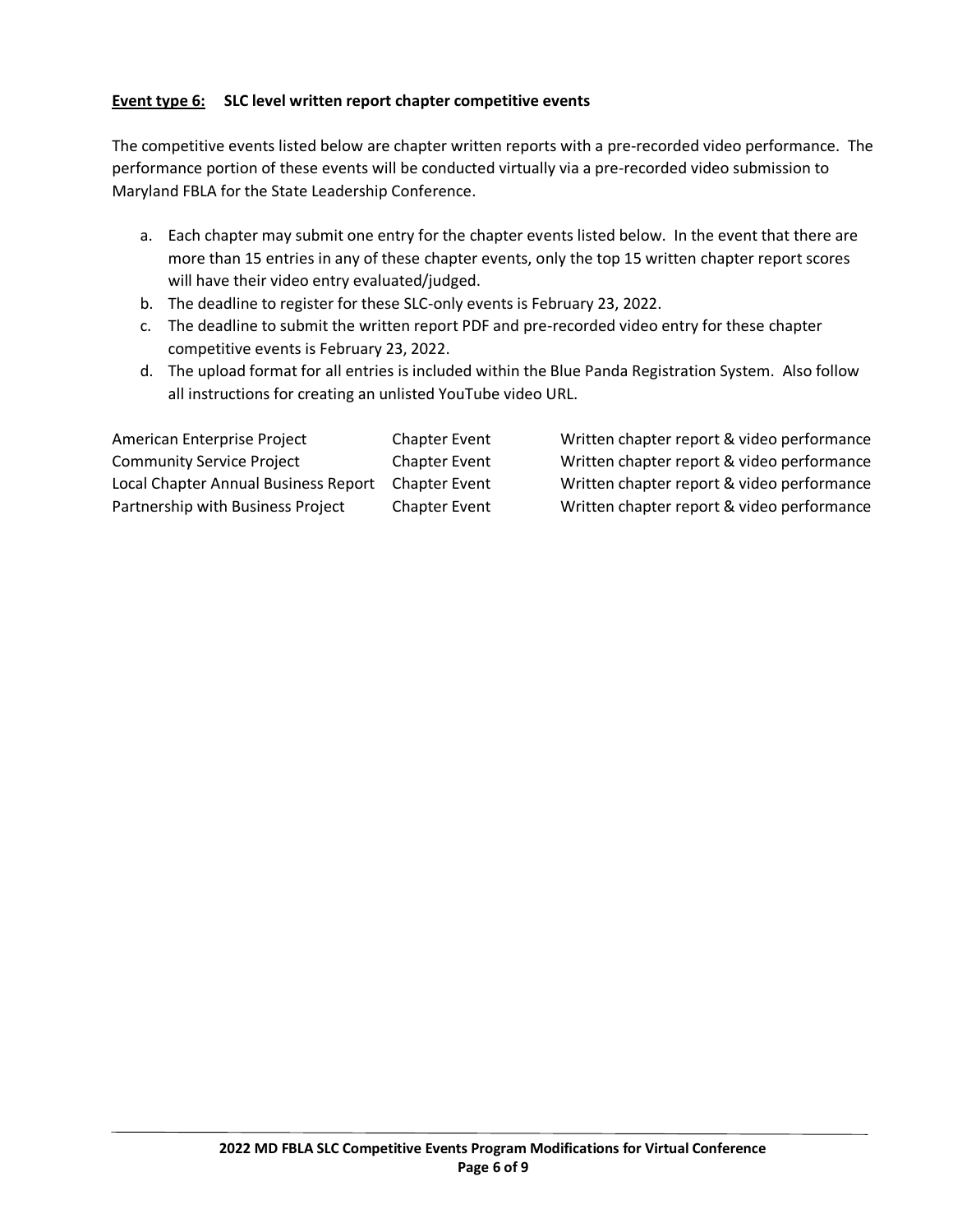**Event type 6: SLC level written report chapter competitive events**

The competitive events listed below are chapter written reports with a pre-recorded video performance. The performance portion of these events will be conducted virtually via a pre-recorded video submission to Maryland FBLA for the State Leadership Conference.

a. Each chapter may submit one entry for the chapter events listed below. In the event that there are more than 15 entries in any of these chapter events, only the top 15 written chapter report scores will have their video entry evaluated/judged.
b. The deadline to register for these SLC-only events is February 23, 2022.
c. The deadline to submit the written report PDF and pre-recorded video entry for these chapter competitive events is February 23, 2022.
d. The upload format for all entries is included within the Blue Panda Registration System. Also follow all instructions for creating an unlisted YouTube video URL.

| | | |
|---|---|---|
| American Enterprise Project | Chapter Event | Written chapter report & video performance |
| Community Service Project | Chapter Event | Written chapter report & video performance |
| Local Chapter Annual Business Report | Chapter Event | Written chapter report & video performance |
| Partnership with Business Project | Chapter Event | Written chapter report & video performance |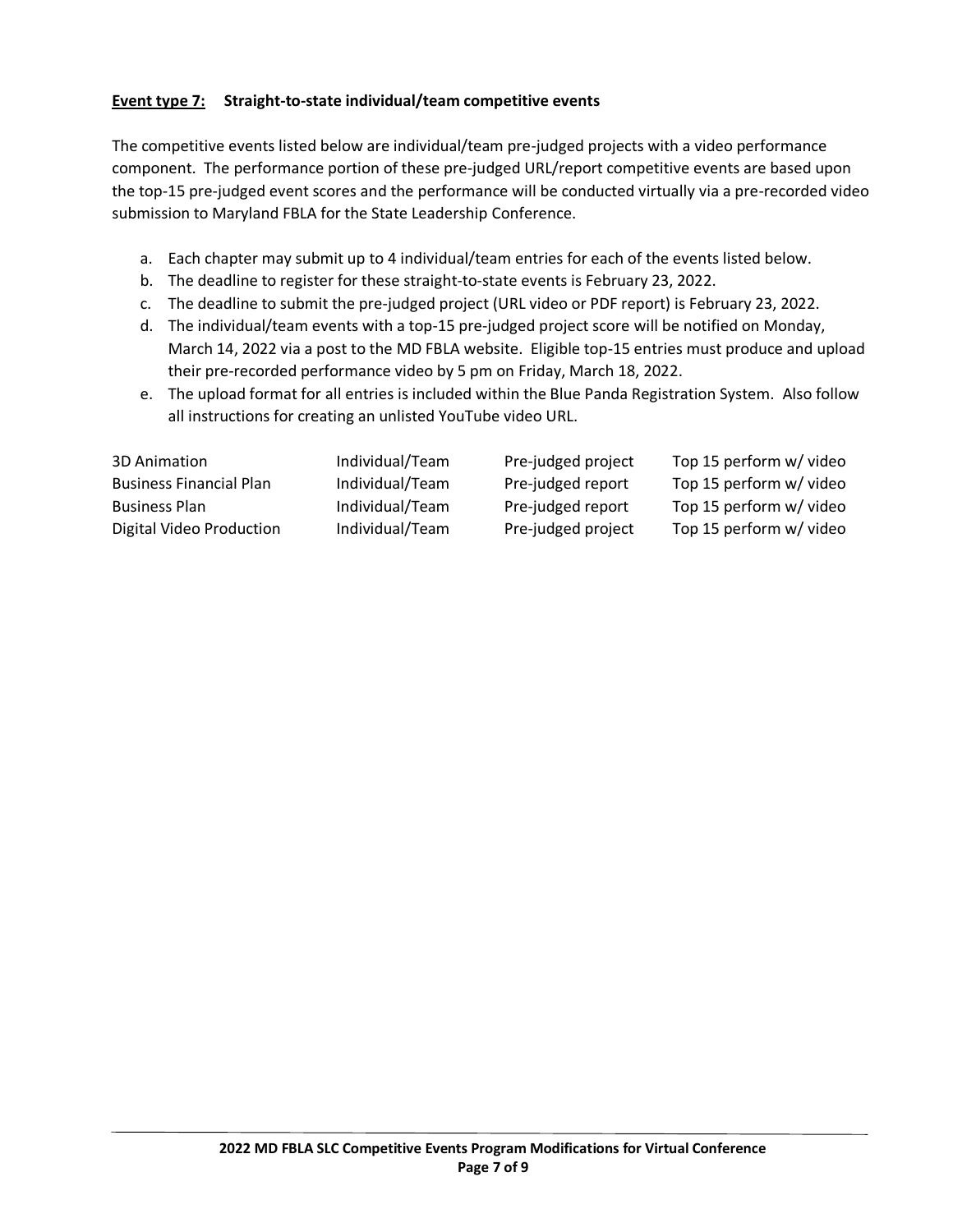**Event type 7:** **Straight-to-state individual/team competitive events**

The competitive events listed below are individual/team pre-judged projects with a video performance component. The performance portion of these pre-judged URL/report competitive events are based upon the top-15 pre-judged event scores and the performance will be conducted virtually via a pre-recorded video submission to Maryland FBLA for the State Leadership Conference.

a. Each chapter may submit up to 4 individual/team entries for each of the events listed below.
b. The deadline to register for these straight-to-state events is February 23, 2022.
c. The deadline to submit the pre-judged project (URL video or PDF report) is February 23, 2022.
d. The individual/team events with a top-15 pre-judged project score will be notified on Monday, March 14, 2022 via a post to the MD FBLA website. Eligible top-15 entries must produce and upload their pre-recorded performance video by 5 pm on Friday, March 18, 2022.
e. The upload format for all entries is included within the Blue Panda Registration System. Also follow all instructions for creating an unlisted YouTube video URL.

| | | | |
|---|---|---|---|
| 3D Animation | Individual/Team | Pre-judged project | Top 15 perform w/ video |
| Business Financial Plan | Individual/Team | Pre-judged report | Top 15 perform w/ video |
| Business Plan | Individual/Team | Pre-judged report | Top 15 perform w/ video |
| Digital Video Production | Individual/Team | Pre-judged project | Top 15 perform w/ video |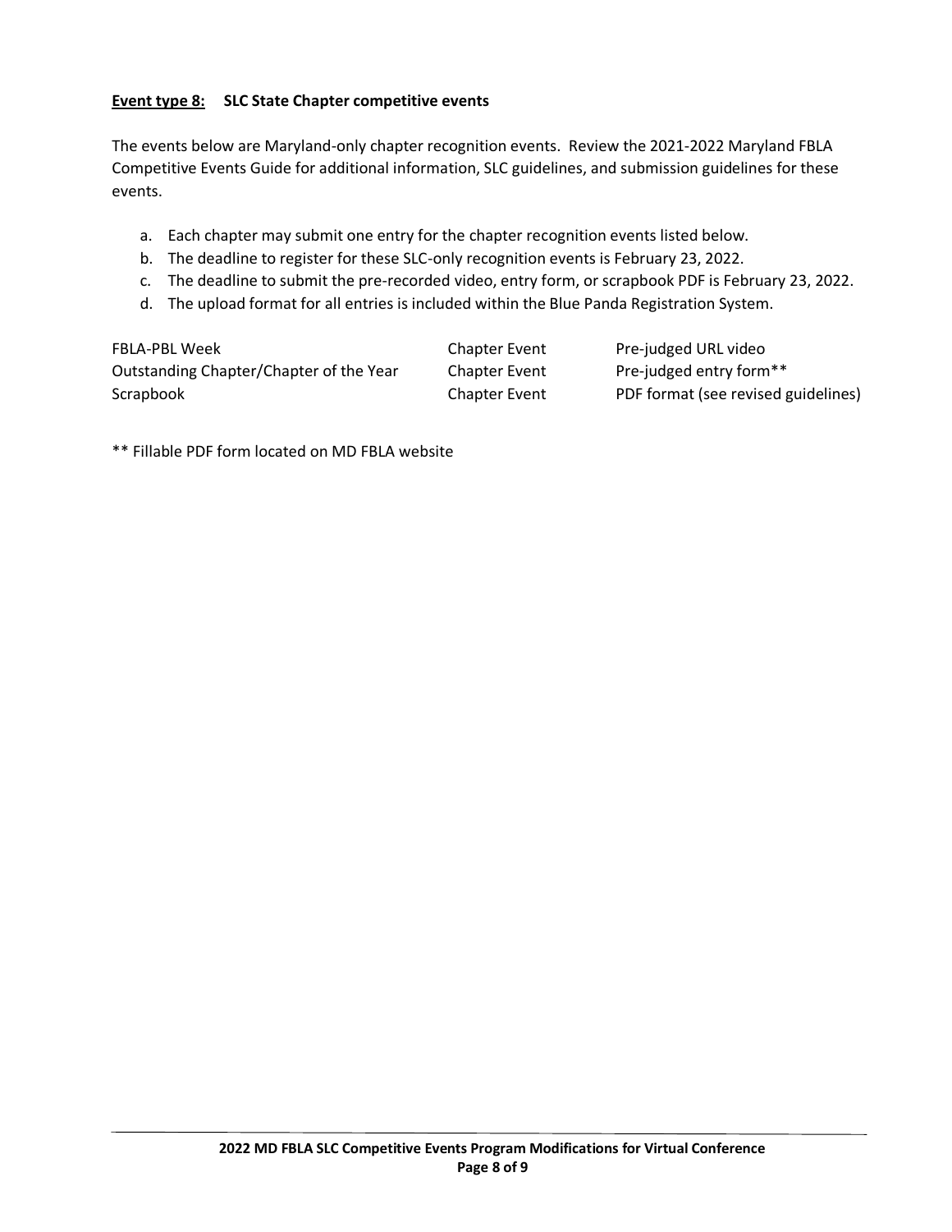**<u>Event type 8:</u> SLC State Chapter competitive events**

The events below are Maryland-only chapter recognition events. Review the 2021-2022 Maryland FBLA Competitive Events Guide for additional information, SLC guidelines, and submission guidelines for these events.

a. Each chapter may submit one entry for the chapter recognition events listed below.
b. The deadline to register for these SLC-only recognition events is February 23, 2022.
c. The deadline to submit the pre-recorded video, entry form, or scrapbook PDF is February 23, 2022.
d. The upload format for all entries is included within the Blue Panda Registration System.

| | | |
|---|---|---|
| FBLA-PBL Week | Chapter Event | Pre-judged URL video |
| Outstanding Chapter/Chapter of the Year | Chapter Event | Pre-judged entry form** |
| Scrapbook | Chapter Event | PDF format (see revised guidelines) |

** Fillable PDF form located on MD FBLA website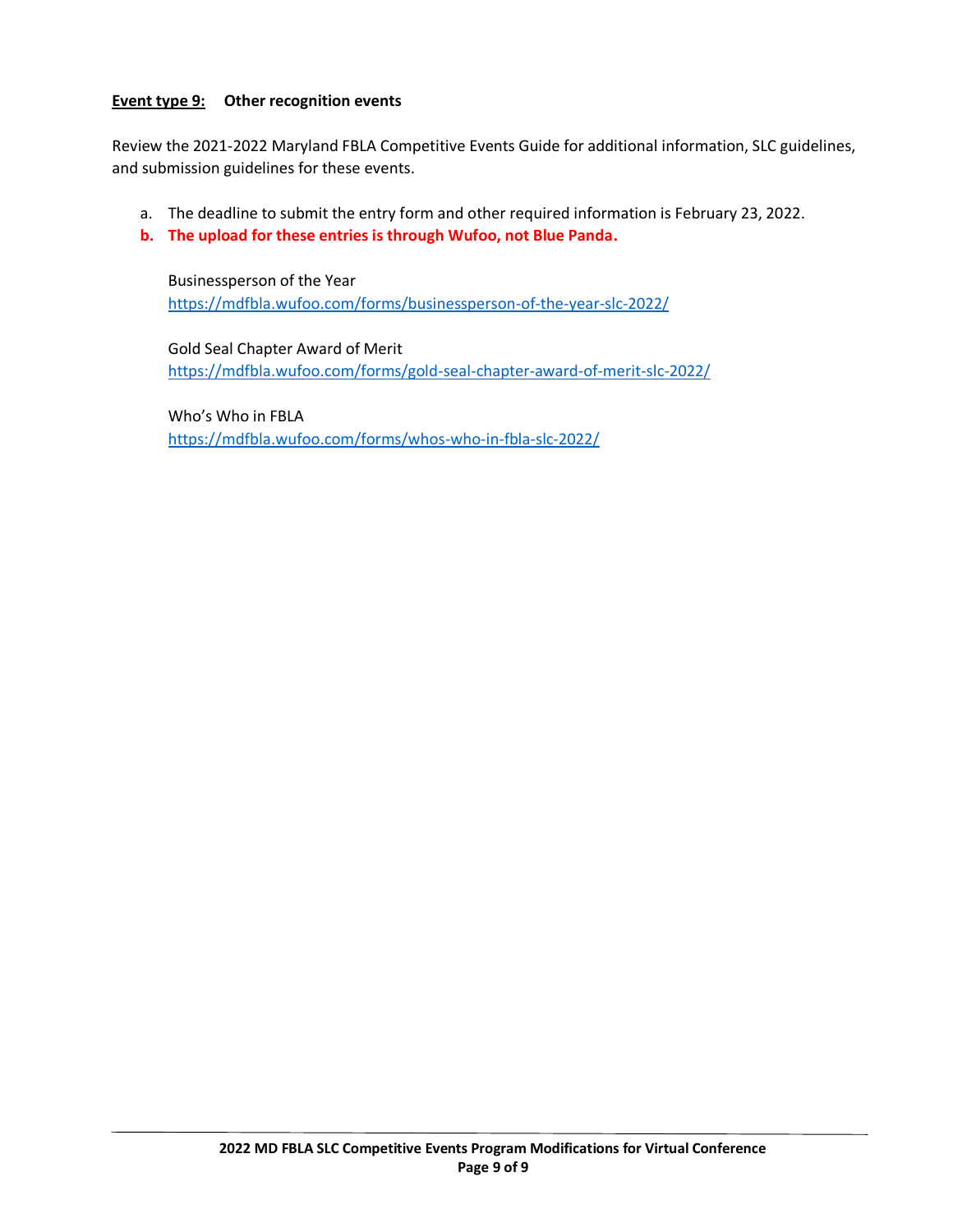**Event type 9:** **Other recognition events**

Review the 2021-2022 Maryland FBLA Competitive Events Guide for additional information, SLC guidelines, and submission guidelines for these events.

a. The deadline to submit the entry form and other required information is February 23, 2022.
b. **The upload for these entries is through Wufoo, not Blue Panda.**

Businessperson of the Year
https://mdfbla.wufoo.com/forms/businessperson-of-the-year-slc-2022/

Gold Seal Chapter Award of Merit
https://mdfbla.wufoo.com/forms/gold-seal-chapter-award-of-merit-slc-2022/

Who's Who in FBLA
https://mdfbla.wufoo.com/forms/whos-who-in-fbla-slc-2022/